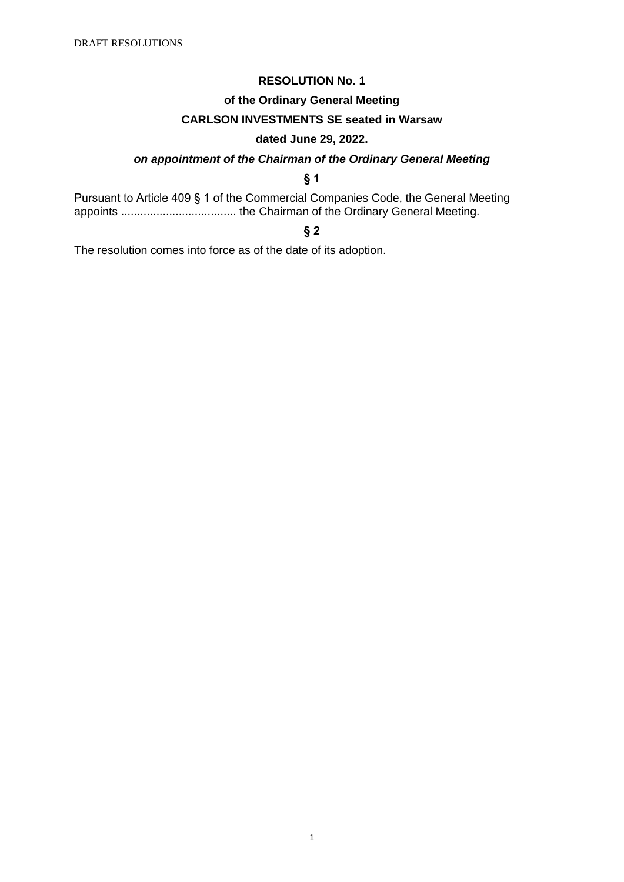DRAFT RESOLUTIONS

**RESOLUTION No. 1**

**of the Ordinary General Meeting**

**CARLSON INVESTMENTS SE seated in Warsaw**

**dated June 29, 2022.**

***on appointment of the Chairman of the Ordinary General Meeting***

**§ 1**

Pursuant to Article 409 § 1 of the Commercial Companies Code, the General Meeting appoints .................................... the Chairman of the Ordinary General Meeting.

**§ 2**

The resolution comes into force as of the date of its adoption.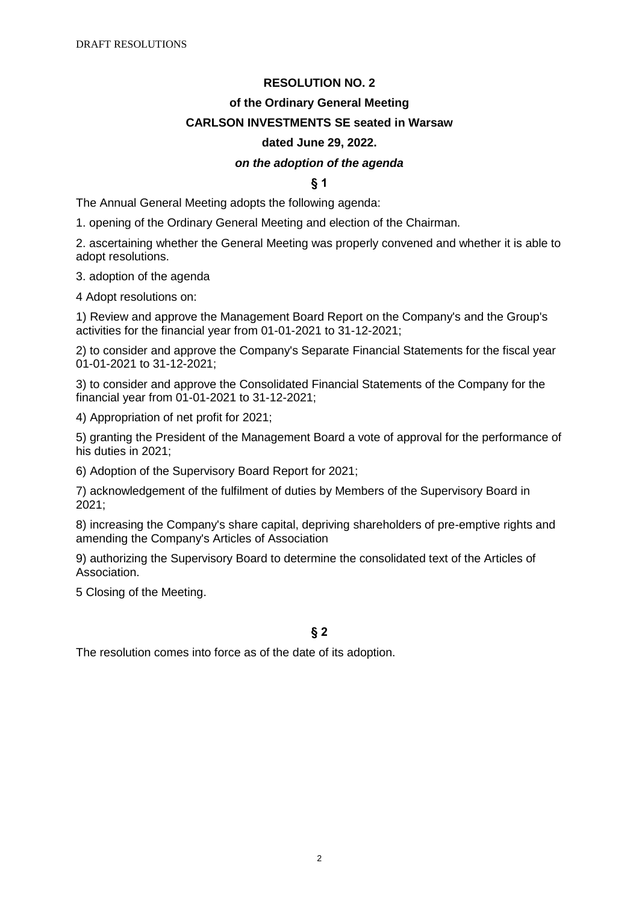**RESOLUTION NO. 2**

**of the Ordinary General Meeting**

**CARLSON INVESTMENTS SE seated in Warsaw**

**dated June 29, 2022.**

***on the adoption of the agenda***

**§ 1**

The Annual General Meeting adopts the following agenda:

1. opening of the Ordinary General Meeting and election of the Chairman.

2. ascertaining whether the General Meeting was properly convened and whether it is able to adopt resolutions.

3. adoption of the agenda

4 Adopt resolutions on:

1) Review and approve the Management Board Report on the Company's and the Group's activities for the financial year from 01-01-2021 to 31-12-2021;

2) to consider and approve the Company's Separate Financial Statements for the fiscal year 01-01-2021 to 31-12-2021;

3) to consider and approve the Consolidated Financial Statements of the Company for the financial year from 01-01-2021 to 31-12-2021;

4) Appropriation of net profit for 2021;

5) granting the President of the Management Board a vote of approval for the performance of his duties in 2021;

6) Adoption of the Supervisory Board Report for 2021;

7) acknowledgement of the fulfilment of duties by Members of the Supervisory Board in 2021;

8) increasing the Company's share capital, depriving shareholders of pre-emptive rights and amending the Company's Articles of Association

9) authorizing the Supervisory Board to determine the consolidated text of the Articles of Association.

5 Closing of the Meeting.

**§ 2**

The resolution comes into force as of the date of its adoption.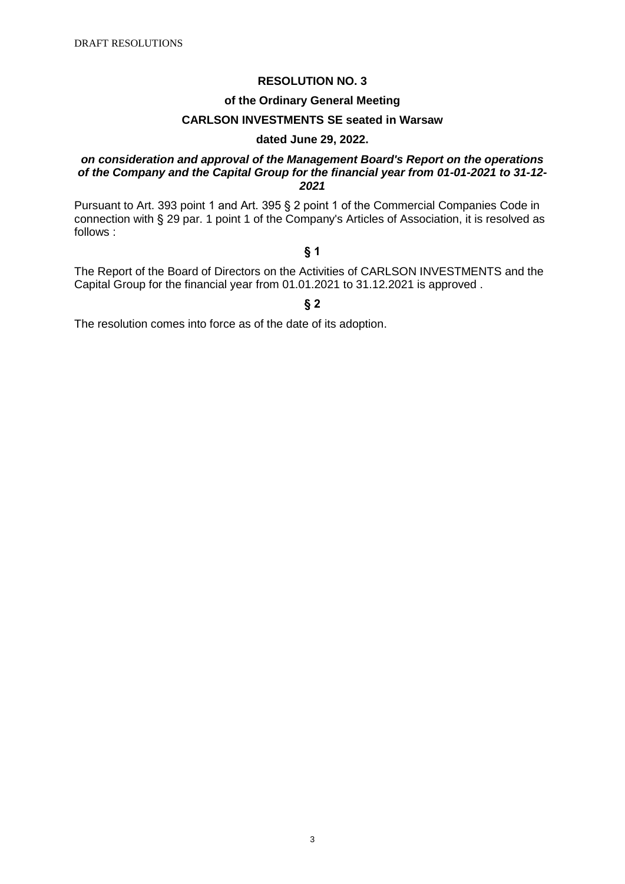**RESOLUTION NO. 3**

**of the Ordinary General Meeting**

**CARLSON INVESTMENTS SE seated in Warsaw**

**dated June 29, 2022.**

***on consideration and approval of the Management Board's Report on the operations of the Company and the Capital Group for the financial year from 01-01-2021 to 31-12-2021***

Pursuant to Art. 393 point 1 and Art. 395 § 2 point 1 of the Commercial Companies Code in connection with § 29 par. 1 point 1 of the Company's Articles of Association, it is resolved as follows :

**§ 1**

The Report of the Board of Directors on the Activities of CARLSON INVESTMENTS and the Capital Group for the financial year from 01.01.2021 to 31.12.2021 is approved .

**§ 2**

The resolution comes into force as of the date of its adoption.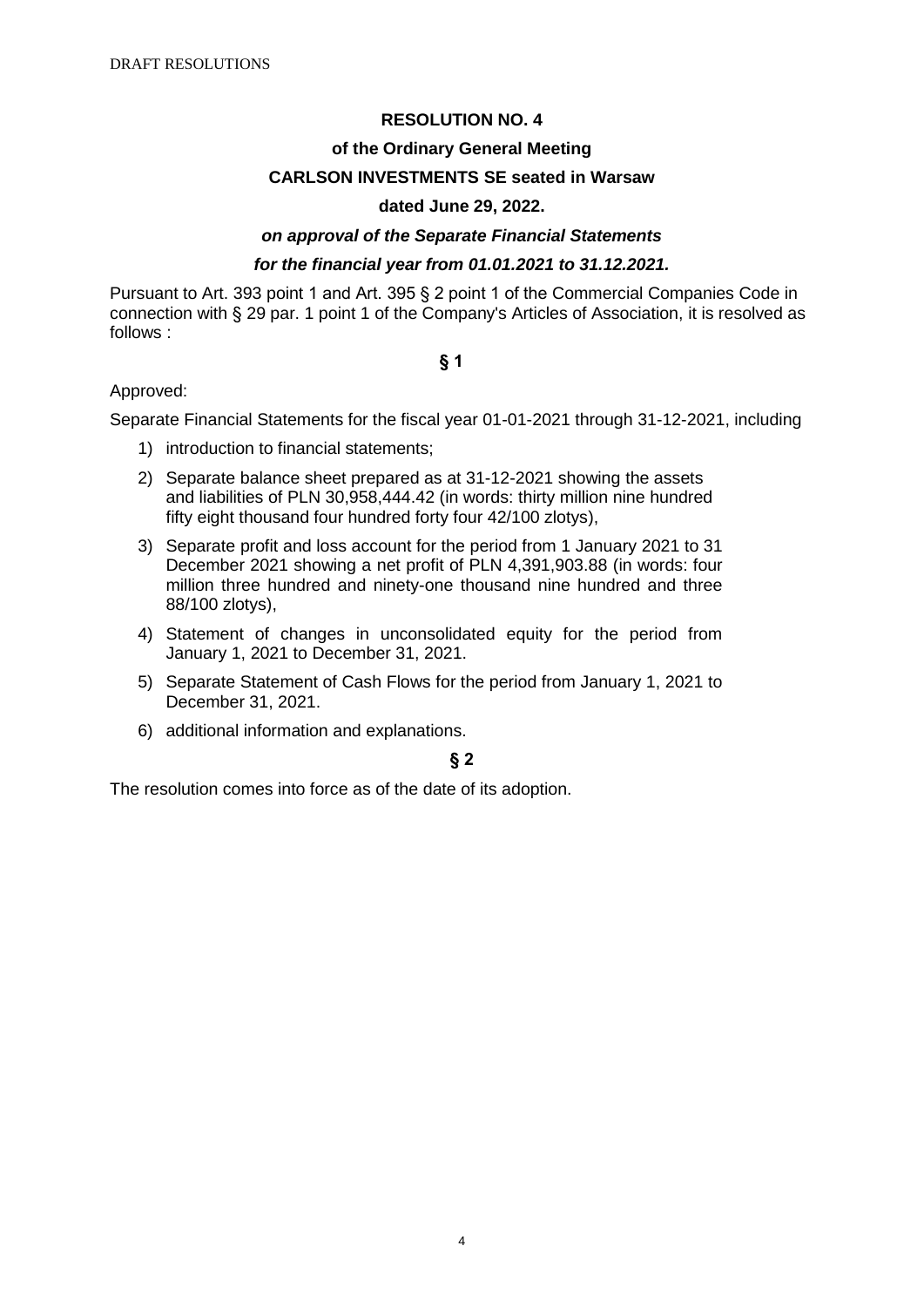**RESOLUTION NO. 4**

**of the Ordinary General Meeting**

**CARLSON INVESTMENTS SE seated in Warsaw**

**dated June 29, 2022.**

***on approval of the Separate Financial Statements***

***for the financial year from 01.01.2021 to 31.12.2021.***

Pursuant to Art. 393 point 1 and Art. 395 § 2 point 1 of the Commercial Companies Code in connection with § 29 par. 1 point 1 of the Company's Articles of Association, it is resolved as follows :

**§ 1**

Approved:

Separate Financial Statements for the fiscal year 01-01-2021 through 31-12-2021, including

1) introduction to financial statements;
2) Separate balance sheet prepared as at 31-12-2021 showing the assets and liabilities of PLN 30,958,444.42 (in words: thirty million nine hundred fifty eight thousand four hundred forty four 42/100 zlotys),
3) Separate profit and loss account for the period from 1 January 2021 to 31 December 2021 showing a net profit of PLN 4,391,903.88 (in words: four million three hundred and ninety-one thousand nine hundred and three 88/100 zlotys),
4) Statement of changes in unconsolidated equity for the period from January 1, 2021 to December 31, 2021.
5) Separate Statement of Cash Flows for the period from January 1, 2021 to December 31, 2021.
6) additional information and explanations.

**§ 2**

The resolution comes into force as of the date of its adoption.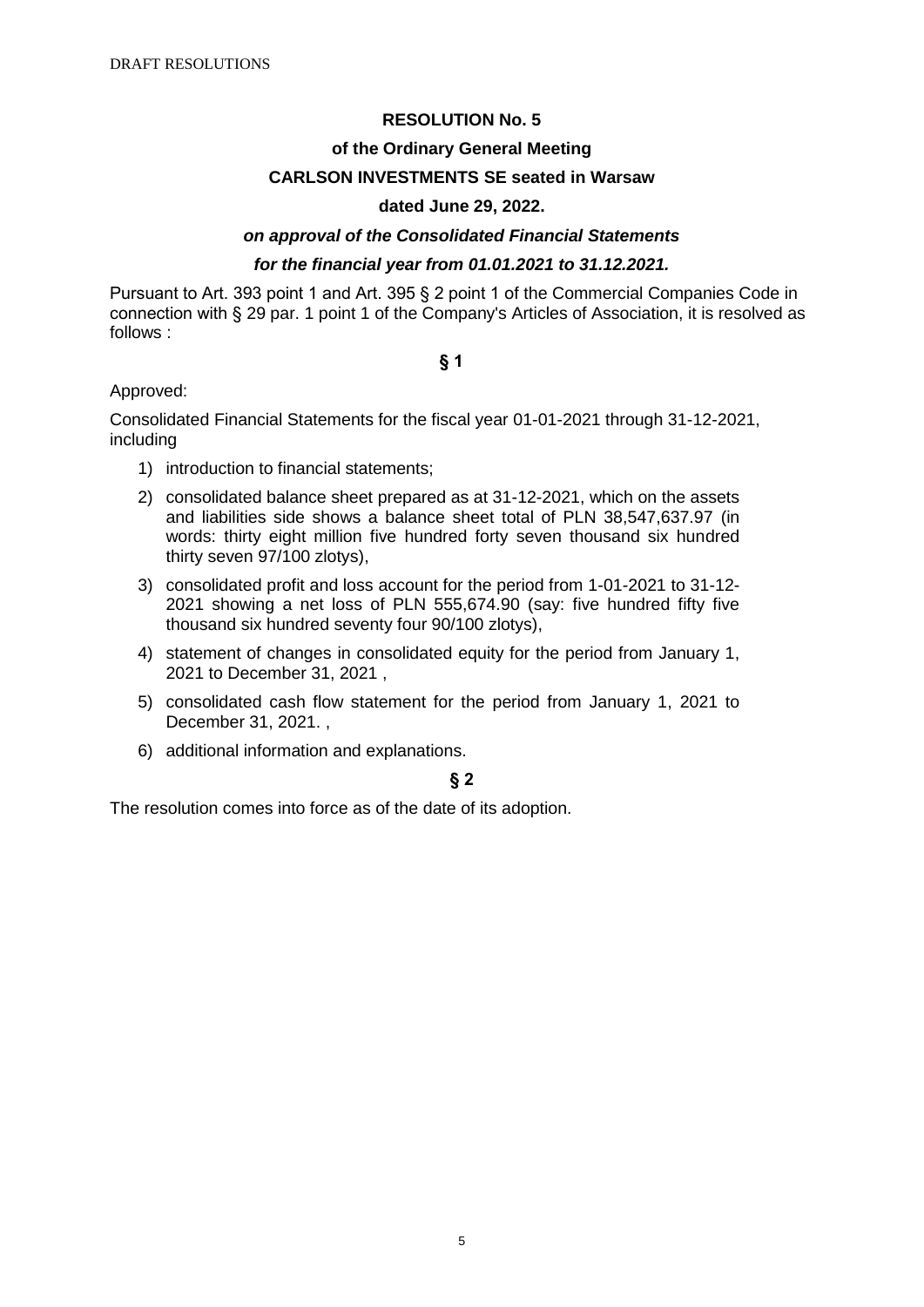**RESOLUTION No. 5**

**of the Ordinary General Meeting**

**CARLSON INVESTMENTS SE seated in Warsaw**

**dated June 29, 2022.**

***on approval of the Consolidated Financial Statements***

***for the financial year from 01.01.2021 to 31.12.2021.***

Pursuant to Art. 393 point 1 and Art. 395 § 2 point 1 of the Commercial Companies Code in connection with § 29 par. 1 point 1 of the Company's Articles of Association, it is resolved as follows :

**§ 1**

Approved:

Consolidated Financial Statements for the fiscal year 01-01-2021 through 31-12-2021, including

1) introduction to financial statements;
2) consolidated balance sheet prepared as at 31-12-2021, which on the assets and liabilities side shows a balance sheet total of PLN 38,547,637.97 (in words: thirty eight million five hundred forty seven thousand six hundred thirty seven 97/100 zlotys),
3) consolidated profit and loss account for the period from 1-01-2021 to 31-12-2021 showing a net loss of PLN 555,674.90 (say: five hundred fifty five thousand six hundred seventy four 90/100 zlotys),
4) statement of changes in consolidated equity for the period from January 1, 2021 to December 31, 2021 ,
5) consolidated cash flow statement for the period from January 1, 2021 to December 31, 2021. ,
6) additional information and explanations.

**§ 2**

The resolution comes into force as of the date of its adoption.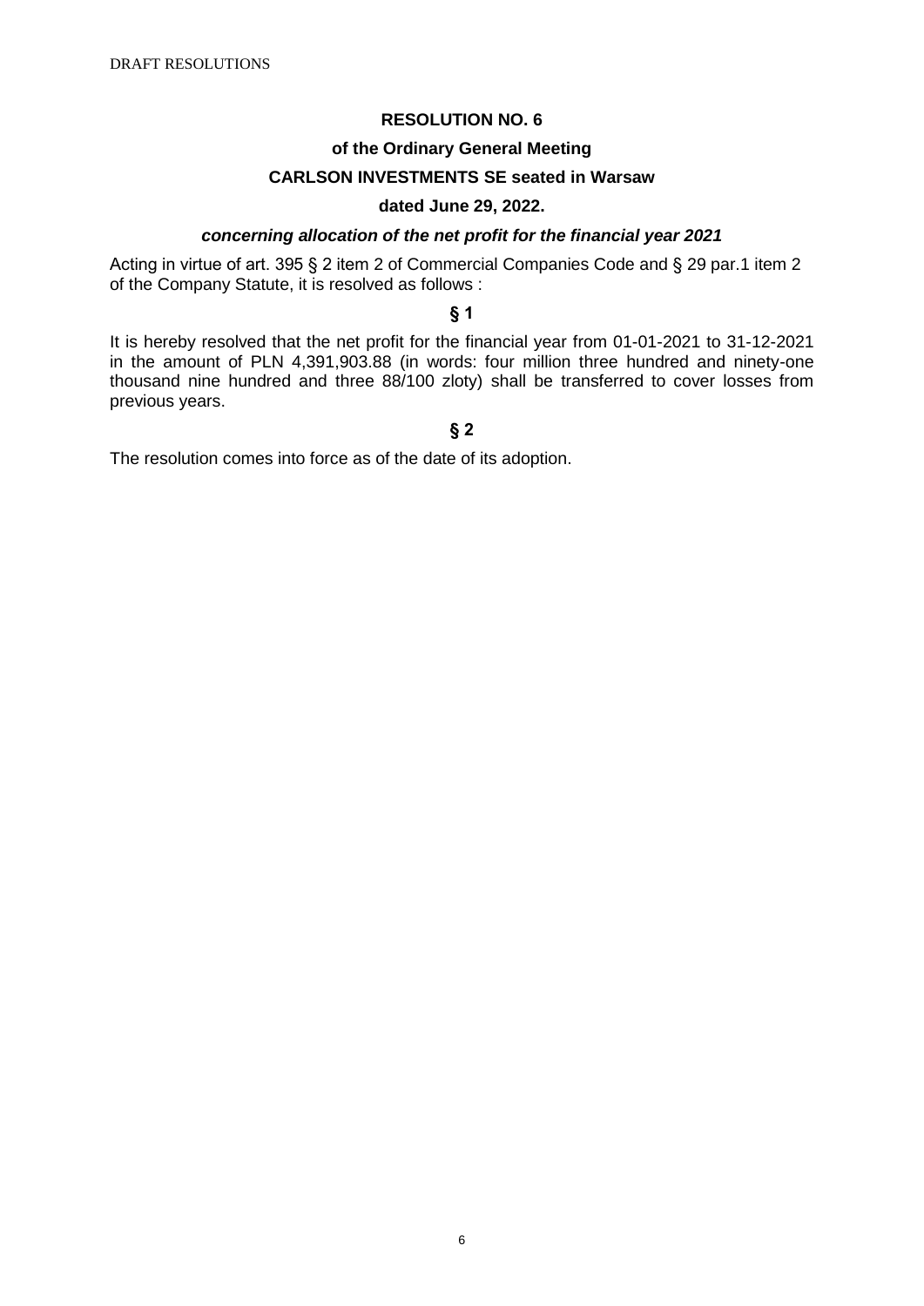**RESOLUTION NO. 6**

**of the Ordinary General Meeting**

**CARLSON INVESTMENTS SE seated in Warsaw**

**dated June 29, 2022.**

***concerning allocation of the net profit for the financial year 2021***

Acting in virtue of art. 395 § 2 item 2 of Commercial Companies Code and § 29 par.1 item 2 of the Company Statute, it is resolved as follows :

**§ 1**

It is hereby resolved that the net profit for the financial year from 01-01-2021 to 31-12-2021 in the amount of PLN 4,391,903.88 (in words: four million three hundred and ninety-one thousand nine hundred and three 88/100 zloty) shall be transferred to cover losses from previous years.

**§ 2**

The resolution comes into force as of the date of its adoption.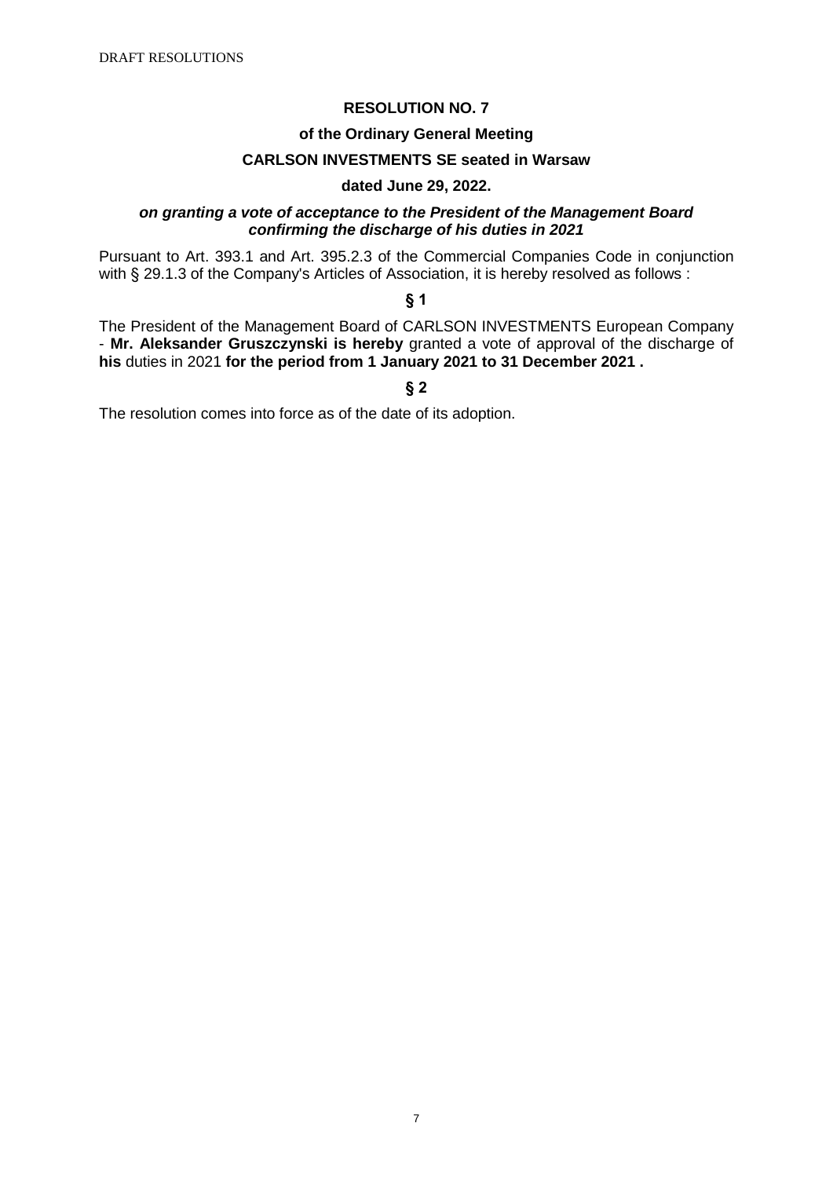**RESOLUTION NO. 7**

**of the Ordinary General Meeting**

**CARLSON INVESTMENTS SE seated in Warsaw**

**dated June 29, 2022.**

***on granting a vote of acceptance to the President of the Management Board confirming the discharge of his duties in 2021***

Pursuant to Art. 393.1 and Art. 395.2.3 of the Commercial Companies Code in conjunction with § 29.1.3 of the Company's Articles of Association, it is hereby resolved as follows :

**§ 1**

The President of the Management Board of CARLSON INVESTMENTS European Company - **Mr. Aleksander Gruszczynski is hereby** granted a vote of approval of the discharge of **his** duties in 2021 **for the period from 1 January 2021 to 31 December 2021 .**

**§ 2**

The resolution comes into force as of the date of its adoption.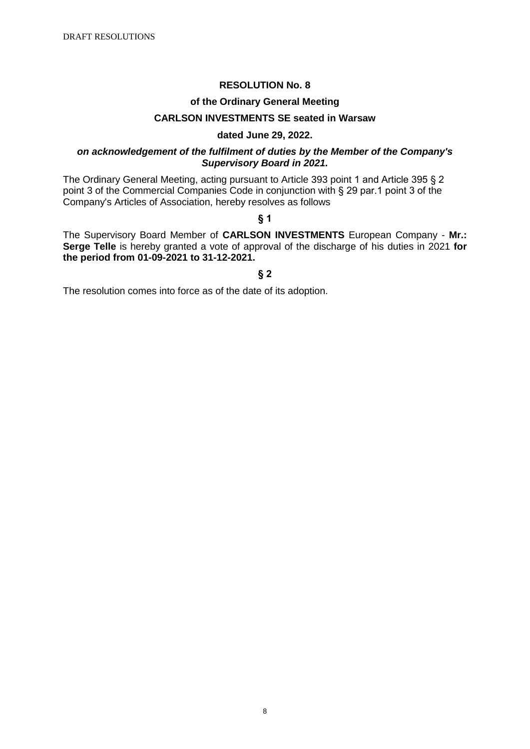**RESOLUTION No. 8**

**of the Ordinary General Meeting**

**CARLSON INVESTMENTS SE seated in Warsaw**

**dated June 29, 2022.**

***on acknowledgement of the fulfilment of duties by the Member of the Company's Supervisory Board in 2021.***

The Ordinary General Meeting, acting pursuant to Article 393 point 1 and Article 395 § 2 point 3 of the Commercial Companies Code in conjunction with § 29 par.1 point 3 of the Company's Articles of Association, hereby resolves as follows

**§ 1**

The Supervisory Board Member of **CARLSON INVESTMENTS** European Company - **Mr.: Serge Telle** is hereby granted a vote of approval of the discharge of his duties in 2021 **for the period from 01-09-2021 to 31-12-2021.**

**§ 2**

The resolution comes into force as of the date of its adoption.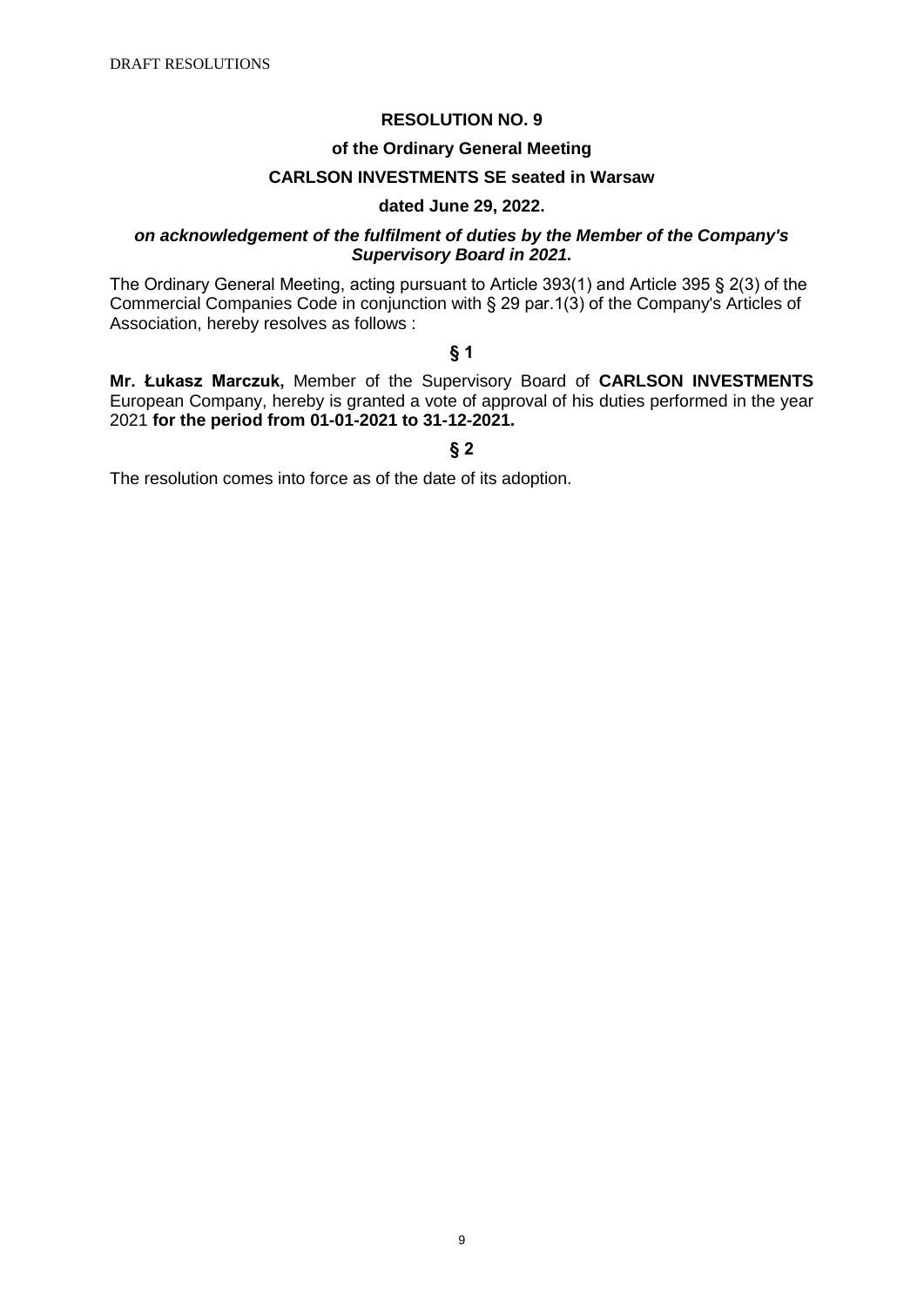**RESOLUTION NO. 9**

**of the Ordinary General Meeting**

**CARLSON INVESTMENTS SE seated in Warsaw**

**dated June 29, 2022.**

***on acknowledgement of the fulfilment of duties by the Member of the Company's Supervisory Board in 2021.***

The Ordinary General Meeting, acting pursuant to Article 393(1) and Article 395 § 2(3) of the Commercial Companies Code in conjunction with § 29 par.1(3) of the Company's Articles of Association, hereby resolves as follows :

**§ 1**

**Mr. Łukasz Marczuk,** Member of the Supervisory Board of **CARLSON INVESTMENTS** European Company, hereby is granted a vote of approval of his duties performed in the year 2021 **for the period from 01-01-2021 to 31-12-2021.**

**§ 2**

The resolution comes into force as of the date of its adoption.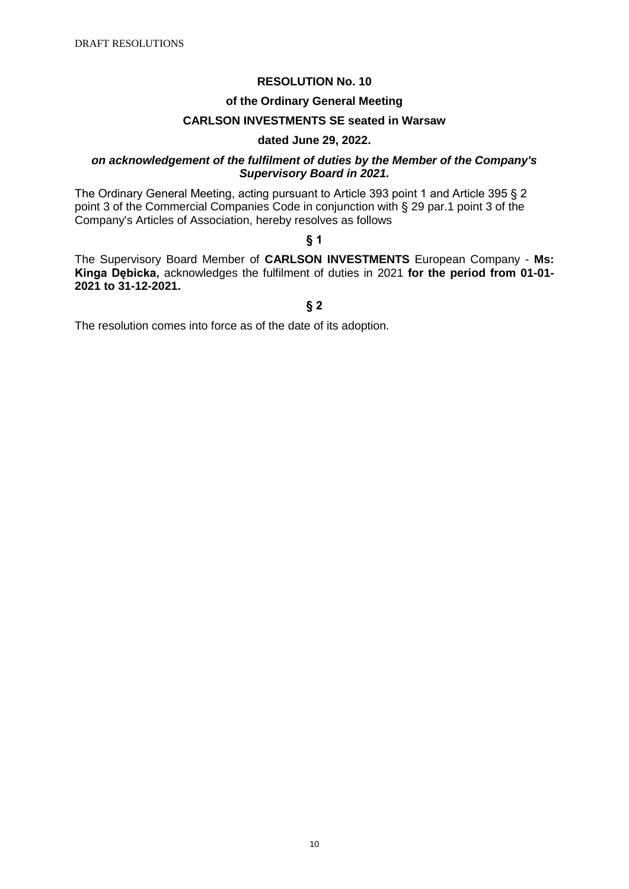**RESOLUTION No. 10**

**of the Ordinary General Meeting**

**CARLSON INVESTMENTS SE seated in Warsaw**

**dated June 29, 2022.**

***on acknowledgement of the fulfilment of duties by the Member of the Company's Supervisory Board in 2021.***

The Ordinary General Meeting, acting pursuant to Article 393 point 1 and Article 395 § 2 point 3 of the Commercial Companies Code in conjunction with § 29 par.1 point 3 of the Company's Articles of Association, hereby resolves as follows

**§ 1**

The Supervisory Board Member of **CARLSON INVESTMENTS** European Company - **Ms: Kinga Dębicka,** acknowledges the fulfilment of duties in 2021 **for the period from 01-01-2021 to 31-12-2021.**

**§ 2**

The resolution comes into force as of the date of its adoption.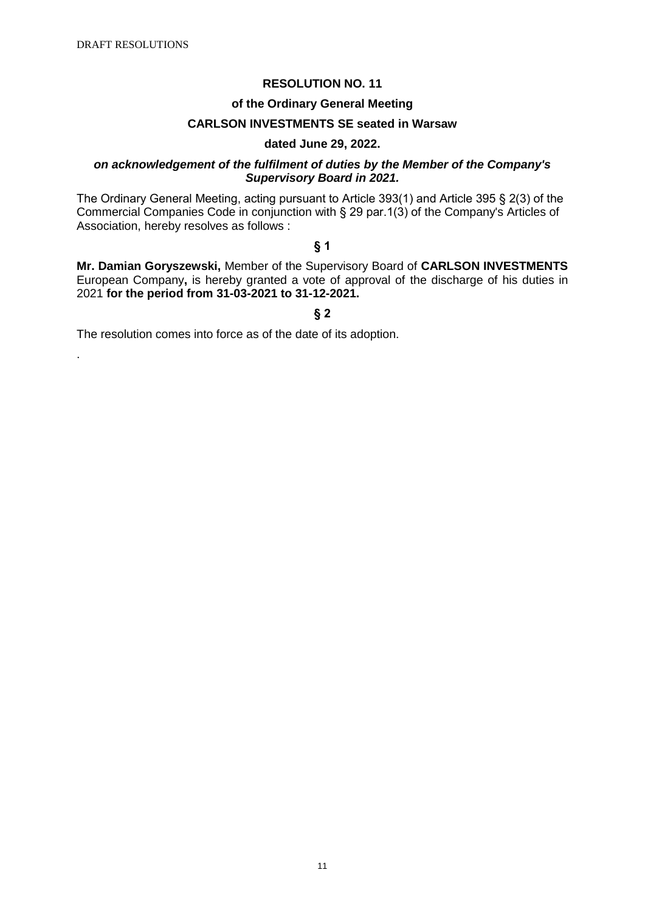**RESOLUTION NO. 11**

**of the Ordinary General Meeting**

**CARLSON INVESTMENTS SE seated in Warsaw**

**dated June 29, 2022.**

***on acknowledgement of the fulfilment of duties by the Member of the Company's Supervisory Board in 2021.***

The Ordinary General Meeting, acting pursuant to Article 393(1) and Article 395 § 2(3) of the Commercial Companies Code in conjunction with § 29 par.1(3) of the Company's Articles of Association, hereby resolves as follows :

**§ 1**

**Mr. Damian Goryszewski,** Member of the Supervisory Board of **CARLSON INVESTMENTS** European Company**,** is hereby granted a vote of approval of the discharge of his duties in 2021 **for the period from 31-03-2021 to 31-12-2021.**

**§ 2**

The resolution comes into force as of the date of its adoption.

.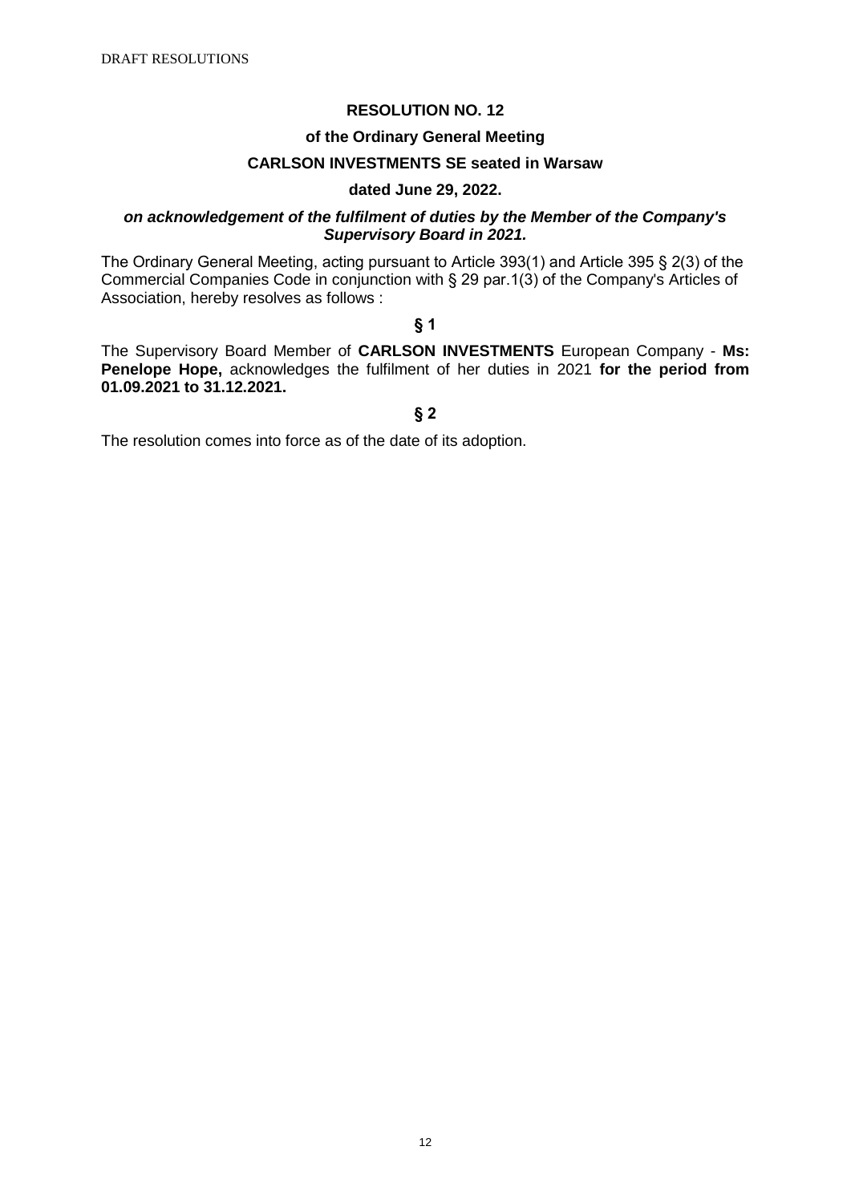**RESOLUTION NO. 12**

**of the Ordinary General Meeting**

**CARLSON INVESTMENTS SE seated in Warsaw**

**dated June 29, 2022.**

***on acknowledgement of the fulfilment of duties by the Member of the Company's Supervisory Board in 2021.***

The Ordinary General Meeting, acting pursuant to Article 393(1) and Article 395 § 2(3) of the Commercial Companies Code in conjunction with § 29 par.1(3) of the Company's Articles of Association, hereby resolves as follows :

**§ 1**

The Supervisory Board Member of **CARLSON INVESTMENTS** European Company - **Ms: Penelope Hope,** acknowledges the fulfilment of her duties in 2021 **for the period from 01.09.2021 to 31.12.2021.**

**§ 2**

The resolution comes into force as of the date of its adoption.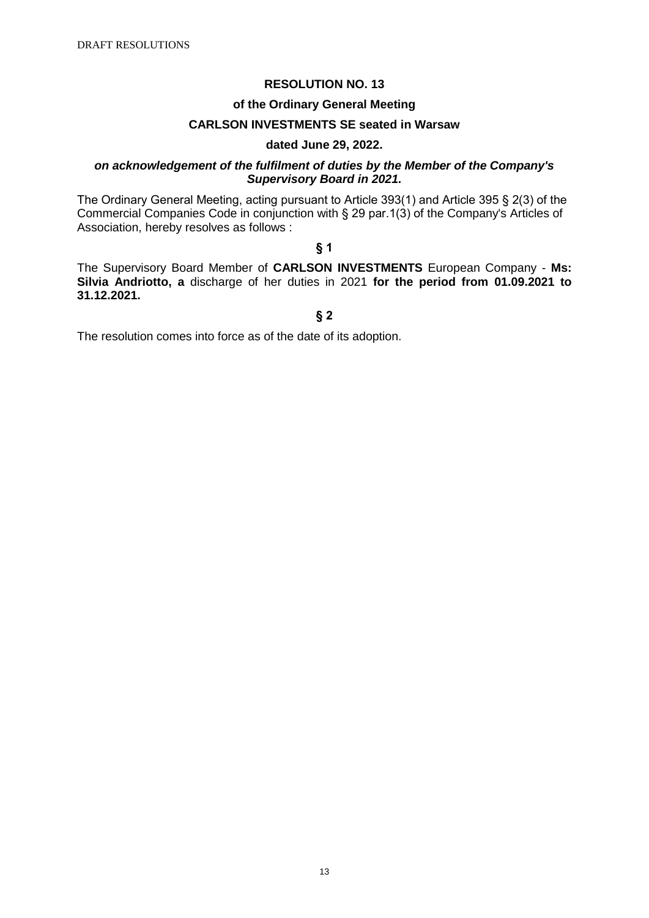**RESOLUTION NO. 13**

**of the Ordinary General Meeting**

**CARLSON INVESTMENTS SE seated in Warsaw**

**dated June 29, 2022.**

***on acknowledgement of the fulfilment of duties by the Member of the Company's Supervisory Board in 2021.***

The Ordinary General Meeting, acting pursuant to Article 393(1) and Article 395 § 2(3) of the Commercial Companies Code in conjunction with § 29 par.1(3) of the Company's Articles of Association, hereby resolves as follows :

**§ 1**

The Supervisory Board Member of **CARLSON INVESTMENTS** European Company - **Ms: Silvia Andriotto, a** discharge of her duties in 2021 **for the period from 01.09.2021 to 31.12.2021.**

**§ 2**

The resolution comes into force as of the date of its adoption.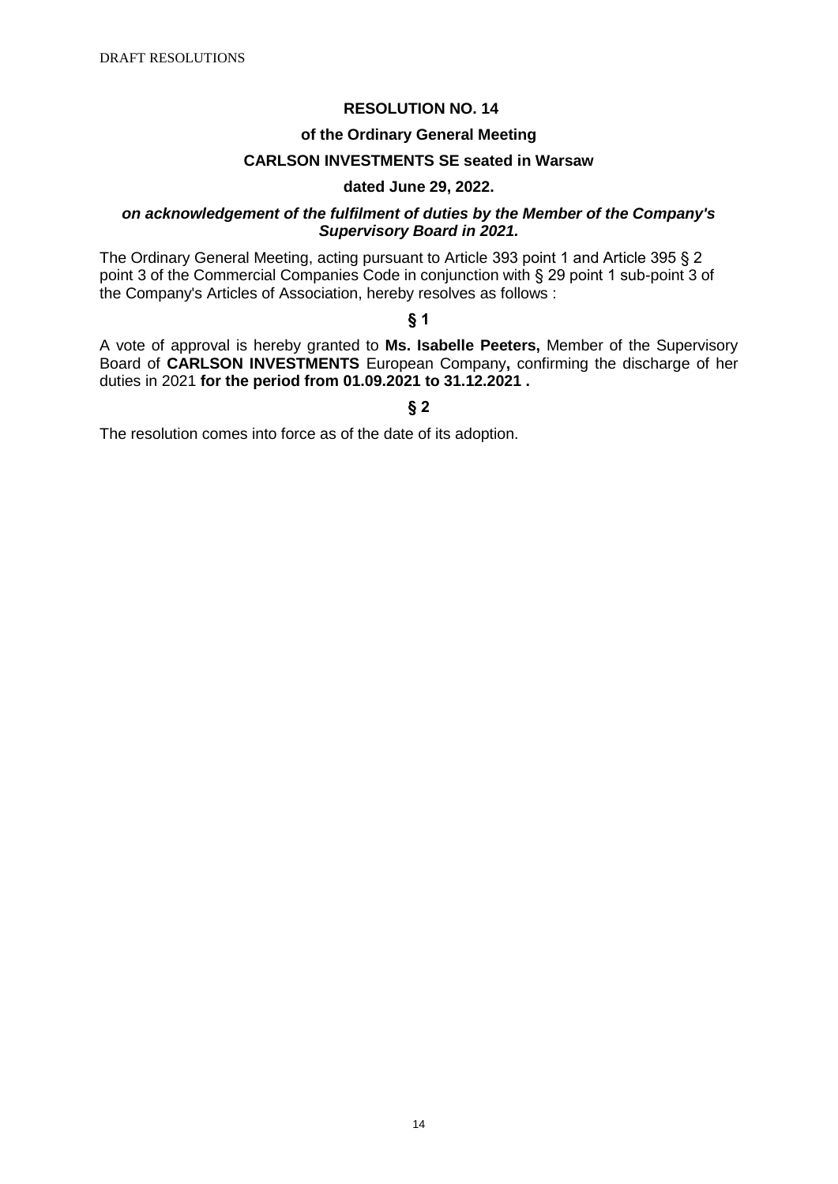**RESOLUTION NO. 14**

**of the Ordinary General Meeting**

**CARLSON INVESTMENTS SE seated in Warsaw**

**dated June 29, 2022.**

***on acknowledgement of the fulfilment of duties by the Member of the Company's Supervisory Board in 2021.***

The Ordinary General Meeting, acting pursuant to Article 393 point 1 and Article 395 § 2 point 3 of the Commercial Companies Code in conjunction with § 29 point 1 sub-point 3 of the Company's Articles of Association, hereby resolves as follows :

**§ 1**

A vote of approval is hereby granted to **Ms. Isabelle Peeters,** Member of the Supervisory Board of **CARLSON INVESTMENTS** European Company**,** confirming the discharge of her duties in 2021 **for the period from 01.09.2021 to 31.12.2021 .**

**§ 2**

The resolution comes into force as of the date of its adoption.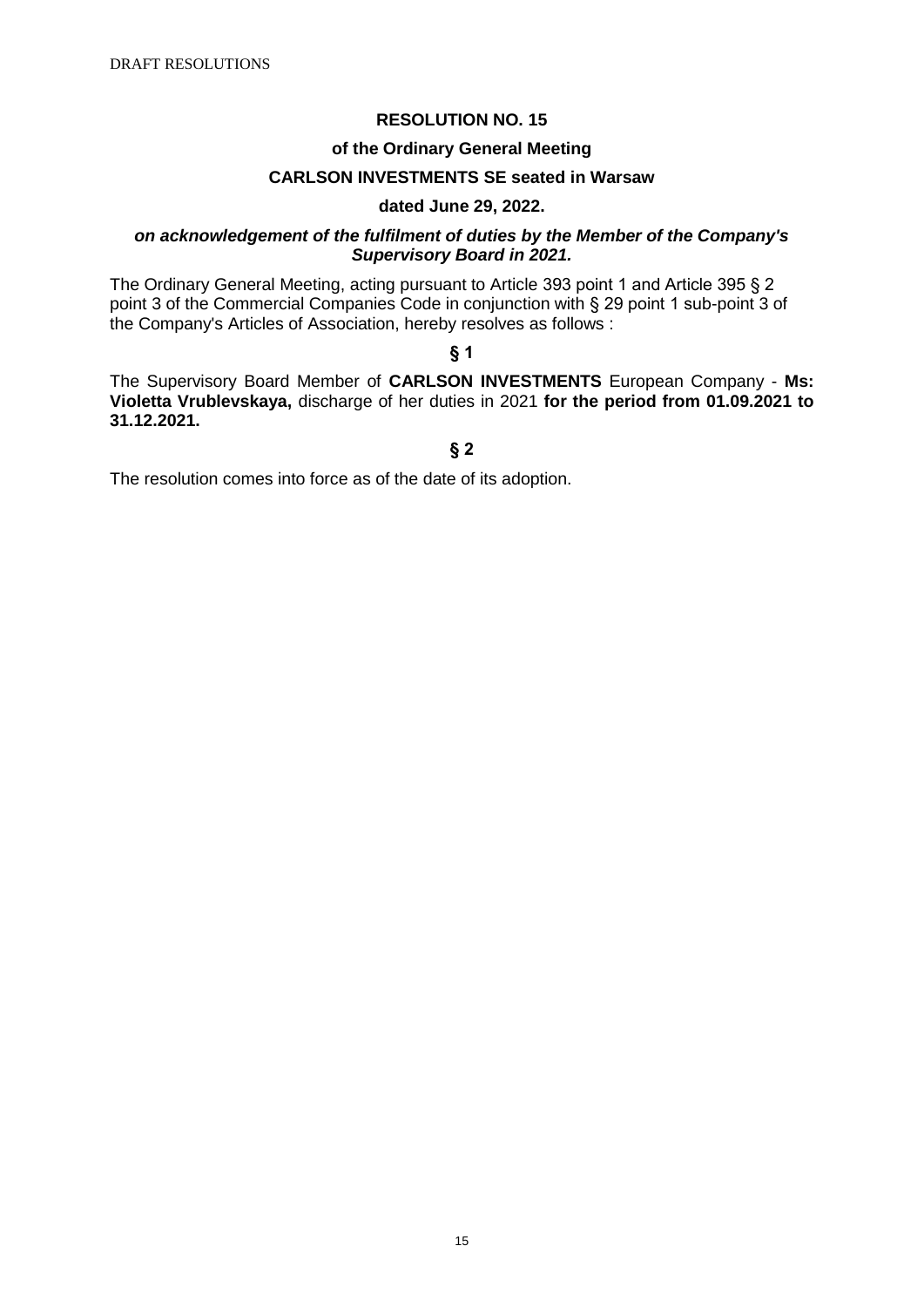**RESOLUTION NO. 15**

**of the Ordinary General Meeting**

**CARLSON INVESTMENTS SE seated in Warsaw**

**dated June 29, 2022.**

***on acknowledgement of the fulfilment of duties by the Member of the Company's Supervisory Board in 2021.***

The Ordinary General Meeting, acting pursuant to Article 393 point 1 and Article 395 § 2 point 3 of the Commercial Companies Code in conjunction with § 29 point 1 sub-point 3 of the Company's Articles of Association, hereby resolves as follows :

**§ 1**

The Supervisory Board Member of **CARLSON INVESTMENTS** European Company - **Ms: Violetta Vrublevskaya,** discharge of her duties in 2021 **for the period from 01.09.2021 to 31.12.2021.**

**§ 2**

The resolution comes into force as of the date of its adoption.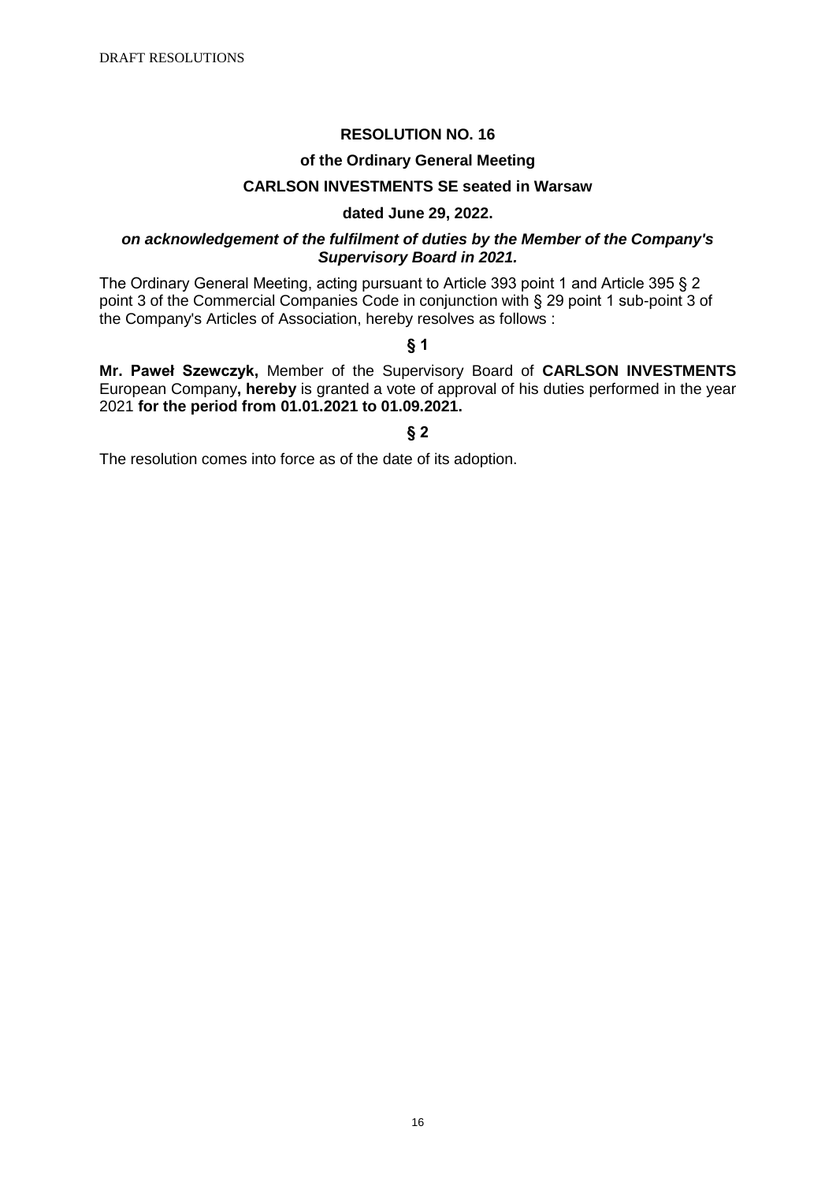**RESOLUTION NO. 16**

**of the Ordinary General Meeting**

**CARLSON INVESTMENTS SE seated in Warsaw**

**dated June 29, 2022.**

***on acknowledgement of the fulfilment of duties by the Member of the Company's Supervisory Board in 2021.***

The Ordinary General Meeting, acting pursuant to Article 393 point 1 and Article 395 § 2 point 3 of the Commercial Companies Code in conjunction with § 29 point 1 sub-point 3 of the Company's Articles of Association, hereby resolves as follows :

**§ 1**

**Mr. Paweł Szewczyk,** Member of the Supervisory Board of **CARLSON INVESTMENTS** European Company**, hereby** is granted a vote of approval of his duties performed in the year 2021 **for the period from 01.01.2021 to 01.09.2021.**

**§ 2**

The resolution comes into force as of the date of its adoption.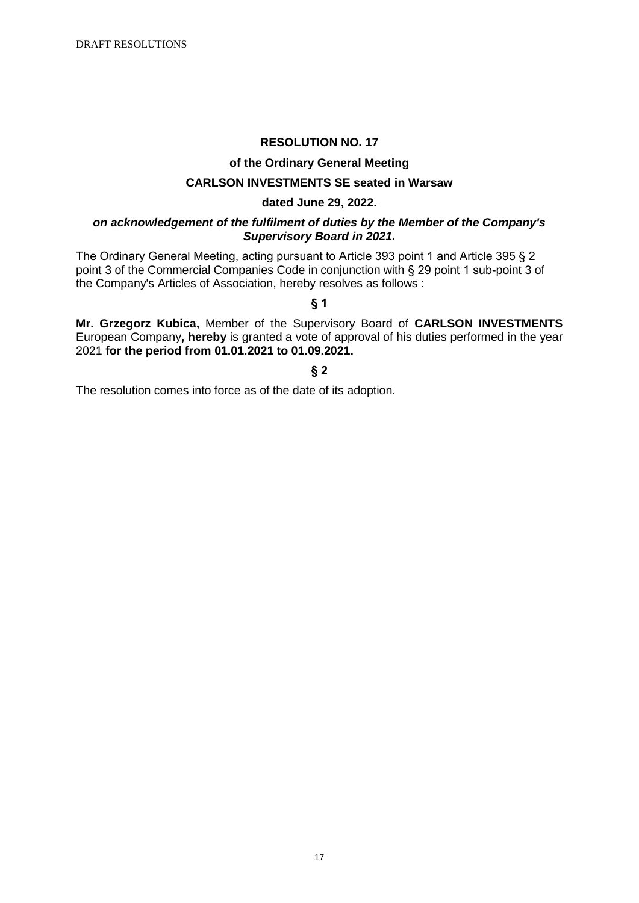**RESOLUTION NO. 17**

**of the Ordinary General Meeting**

**CARLSON INVESTMENTS SE seated in Warsaw**

**dated June 29, 2022.**

***on acknowledgement of the fulfilment of duties by the Member of the Company's Supervisory Board in 2021.***

The Ordinary General Meeting, acting pursuant to Article 393 point 1 and Article 395 § 2 point 3 of the Commercial Companies Code in conjunction with § 29 point 1 sub-point 3 of the Company's Articles of Association, hereby resolves as follows :

**§ 1**

**Mr. Grzegorz Kubica,** Member of the Supervisory Board of **CARLSON INVESTMENTS** European Company**, hereby** is granted a vote of approval of his duties performed in the year 2021 **for the period from 01.01.2021 to 01.09.2021.**

**§ 2**

The resolution comes into force as of the date of its adoption.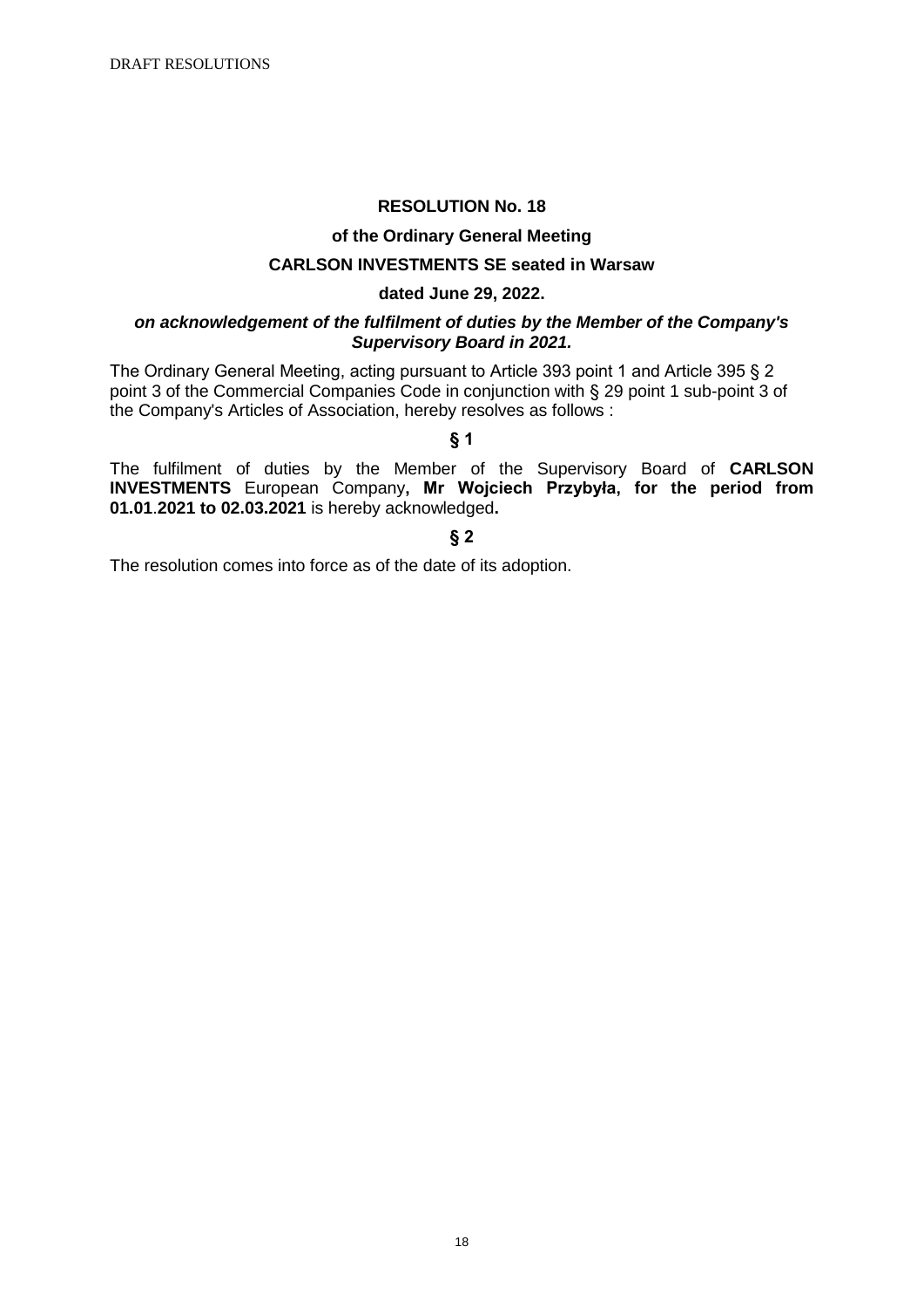**RESOLUTION No. 18**

**of the Ordinary General Meeting**

**CARLSON INVESTMENTS SE seated in Warsaw**

**dated June 29, 2022.**

***on acknowledgement of the fulfilment of duties by the Member of the Company's Supervisory Board in 2021.***

The Ordinary General Meeting, acting pursuant to Article 393 point 1 and Article 395 § 2 point 3 of the Commercial Companies Code in conjunction with § 29 point 1 sub-point 3 of the Company's Articles of Association, hereby resolves as follows :

**§ 1**

The fulfilment of duties by the Member of the Supervisory Board of **CARLSON INVESTMENTS** European Company**, Mr Wojciech Przybyła, for the period from 01.01**.**2021 to 02.03.2021** is hereby acknowledged**.**

**§ 2**

The resolution comes into force as of the date of its adoption.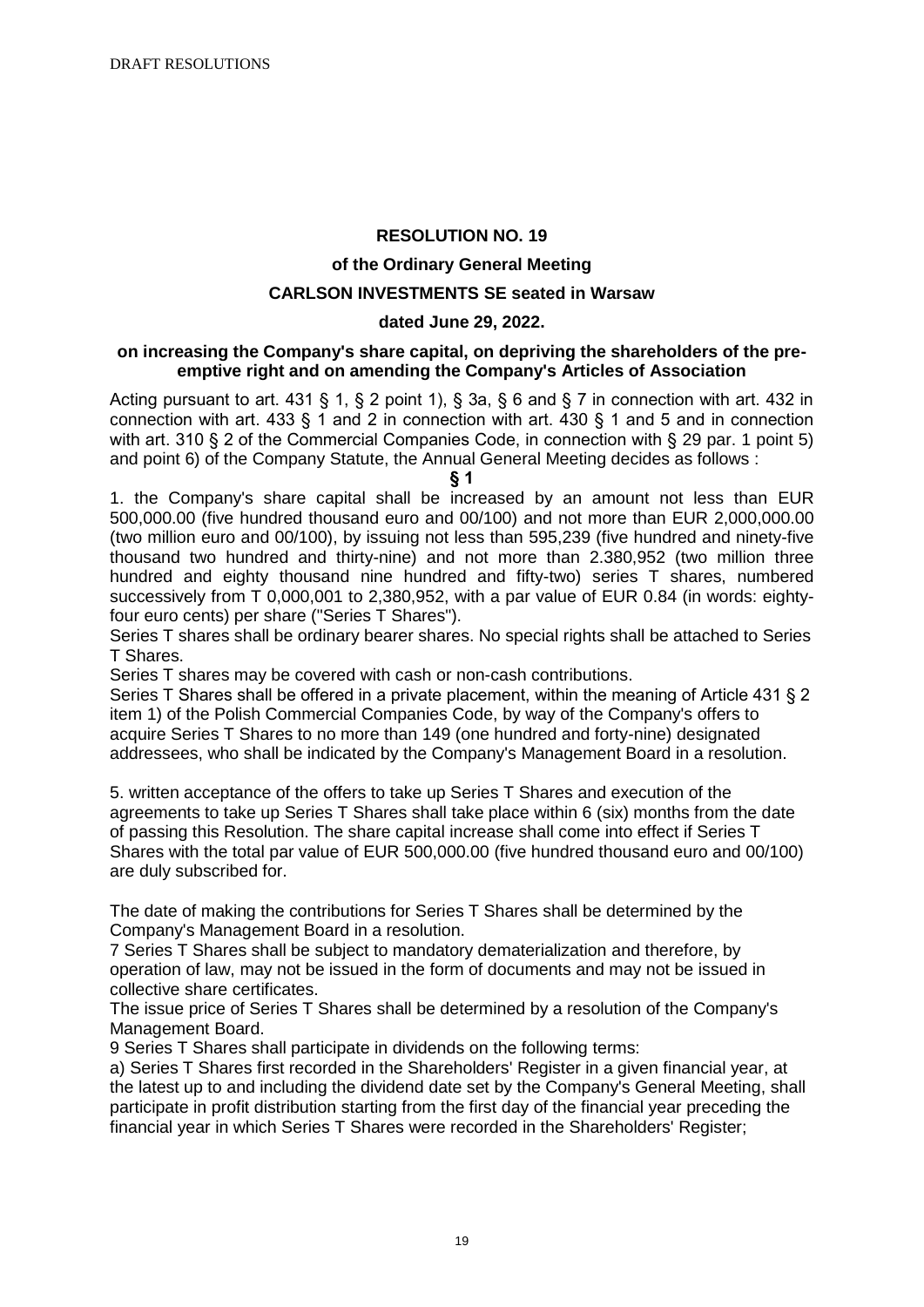**RESOLUTION NO. 19**

**of the Ordinary General Meeting**

**CARLSON INVESTMENTS SE seated in Warsaw**

**dated June 29, 2022.**

**on increasing the Company's share capital, on depriving the shareholders of the pre-emptive right and on amending the Company's Articles of Association**

Acting pursuant to art. 431 § 1, § 2 point 1), § 3a, § 6 and § 7 in connection with art. 432 in connection with art. 433 § 1 and 2 in connection with art. 430 § 1 and 5 and in connection with art. 310 § 2 of the Commercial Companies Code, in connection with § 29 par. 1 point 5) and point 6) of the Company Statute, the Annual General Meeting decides as follows :

**§ 1**

1. the Company's share capital shall be increased by an amount not less than EUR 500,000.00 (five hundred thousand euro and 00/100) and not more than EUR 2,000,000.00 (two million euro and 00/100), by issuing not less than 595,239 (five hundred and ninety-five thousand two hundred and thirty-nine) and not more than 2.380,952 (two million three hundred and eighty thousand nine hundred and fifty-two) series T shares, numbered successively from T 0,000,001 to 2,380,952, with a par value of EUR 0.84 (in words: eighty-four euro cents) per share ("Series T Shares").

Series T shares shall be ordinary bearer shares. No special rights shall be attached to Series T Shares.

Series T shares may be covered with cash or non-cash contributions.

Series T Shares shall be offered in a private placement, within the meaning of Article 431 § 2 item 1) of the Polish Commercial Companies Code, by way of the Company's offers to acquire Series T Shares to no more than 149 (one hundred and forty-nine) designated addressees, who shall be indicated by the Company's Management Board in a resolution.

5. written acceptance of the offers to take up Series T Shares and execution of the agreements to take up Series T Shares shall take place within 6 (six) months from the date of passing this Resolution. The share capital increase shall come into effect if Series T Shares with the total par value of EUR 500,000.00 (five hundred thousand euro and 00/100) are duly subscribed for.

The date of making the contributions for Series T Shares shall be determined by the Company's Management Board in a resolution.

7 Series T Shares shall be subject to mandatory dematerialization and therefore, by operation of law, may not be issued in the form of documents and may not be issued in collective share certificates.

The issue price of Series T Shares shall be determined by a resolution of the Company's Management Board.

9 Series T Shares shall participate in dividends on the following terms:

a) Series T Shares first recorded in the Shareholders' Register in a given financial year, at the latest up to and including the dividend date set by the Company's General Meeting, shall participate in profit distribution starting from the first day of the financial year preceding the financial year in which Series T Shares were recorded in the Shareholders' Register;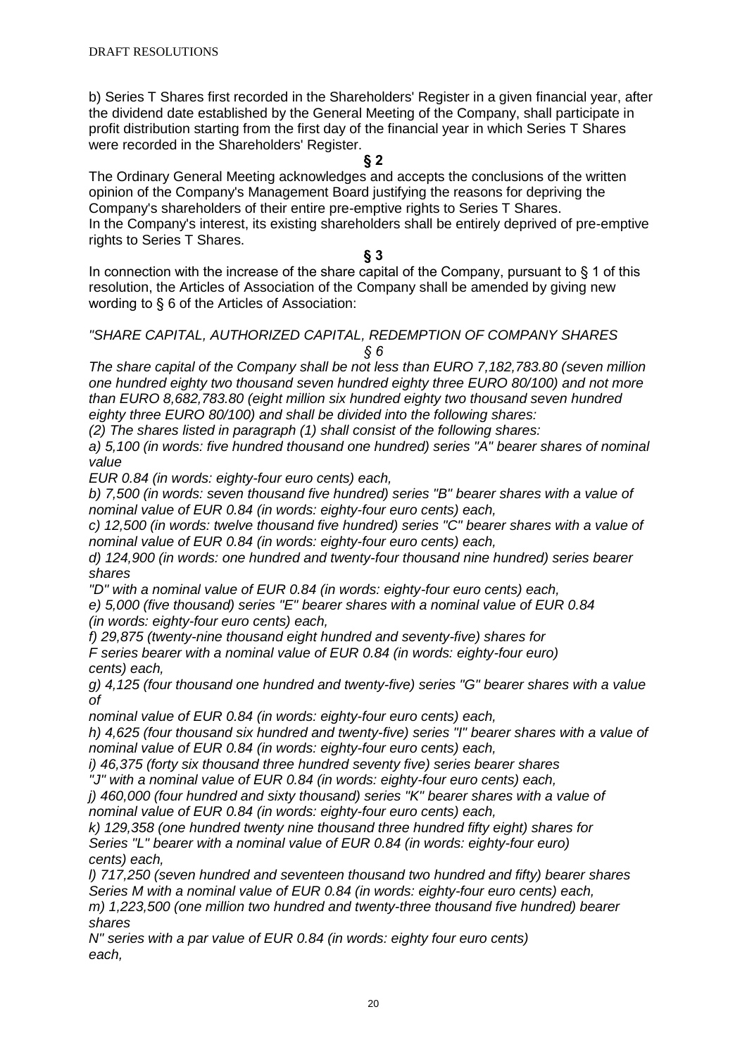b) Series T Shares first recorded in the Shareholders' Register in a given financial year, after the dividend date established by the General Meeting of the Company, shall participate in profit distribution starting from the first day of the financial year in which Series T Shares were recorded in the Shareholders' Register.

**§ 2**

The Ordinary General Meeting acknowledges and accepts the conclusions of the written opinion of the Company's Management Board justifying the reasons for depriving the Company's shareholders of their entire pre-emptive rights to Series T Shares.
In the Company's interest, its existing shareholders shall be entirely deprived of pre-emptive rights to Series T Shares.

**§ 3**

In connection with the increase of the share capital of the Company, pursuant to § 1 of this resolution, the Articles of Association of the Company shall be amended by giving new wording to § 6 of the Articles of Association:

*"SHARE CAPITAL, AUTHORIZED CAPITAL, REDEMPTION OF COMPANY SHARES*

*§ 6*

*The share capital of the Company shall be not less than EURO 7,182,783.80 (seven million one hundred eighty two thousand seven hundred eighty three EURO 80/100) and not more than EURO 8,682,783.80 (eight million six hundred eighty two thousand seven hundred eighty three EURO 80/100) and shall be divided into the following shares:*

*(2) The shares listed in paragraph (1) shall consist of the following shares:*

*a) 5,100 (in words: five hundred thousand one hundred) series "A" bearer shares of nominal value EUR 0.84 (in words: eighty-four euro cents) each,*

*b) 7,500 (in words: seven thousand five hundred) series "B" bearer shares with a value of nominal value of EUR 0.84 (in words: eighty-four euro cents) each,*

*c) 12,500 (in words: twelve thousand five hundred) series "C" bearer shares with a value of nominal value of EUR 0.84 (in words: eighty-four euro cents) each,*

*d) 124,900 (in words: one hundred and twenty-four thousand nine hundred) series bearer shares "D" with a nominal value of EUR 0.84 (in words: eighty-four euro cents) each,*

*e) 5,000 (five thousand) series "E" bearer shares with a nominal value of EUR 0.84 (in words: eighty-four euro cents) each,*

*f) 29,875 (twenty-nine thousand eight hundred and seventy-five) shares for F series bearer with a nominal value of EUR 0.84 (in words: eighty-four euro) cents) each,*

*g) 4,125 (four thousand one hundred and twenty-five) series "G" bearer shares with a value of nominal value of EUR 0.84 (in words: eighty-four euro cents) each,*

*h) 4,625 (four thousand six hundred and twenty-five) series "I" bearer shares with a value of nominal value of EUR 0.84 (in words: eighty-four euro cents) each,*

*i) 46,375 (forty six thousand three hundred seventy five) series bearer shares "J" with a nominal value of EUR 0.84 (in words: eighty-four euro cents) each,*

*j) 460,000 (four hundred and sixty thousand) series "K" bearer shares with a value of nominal value of EUR 0.84 (in words: eighty-four euro cents) each,*

*k) 129,358 (one hundred twenty nine thousand three hundred fifty eight) shares for Series "L" bearer with a nominal value of EUR 0.84 (in words: eighty-four euro) cents) each,*

*l) 717,250 (seven hundred and seventeen thousand two hundred and fifty) bearer shares Series M with a nominal value of EUR 0.84 (in words: eighty-four euro cents) each,*

*m) 1,223,500 (one million two hundred and twenty-three thousand five hundred) bearer shares N" series with a par value of EUR 0.84 (in words: eighty four euro cents) each,*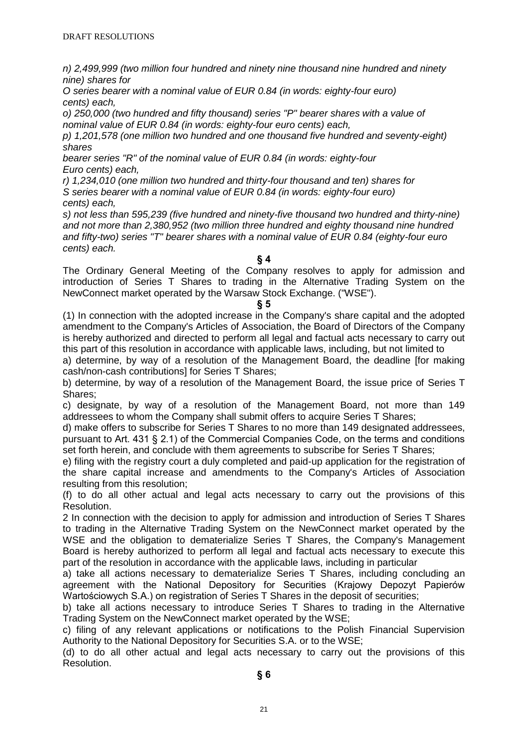*n) 2,499,999 (two million four hundred and ninety nine thousand nine hundred and ninety nine) shares for*
*O series bearer with a nominal value of EUR 0.84 (in words: eighty-four euro) cents) each,*
*o) 250,000 (two hundred and fifty thousand) series "P" bearer shares with a value of nominal value of EUR 0.84 (in words: eighty-four euro cents) each,*
*p) 1,201,578 (one million two hundred and one thousand five hundred and seventy-eight) shares*
*bearer series "R" of the nominal value of EUR 0.84 (in words: eighty-four Euro cents) each,*
*r) 1,234,010 (one million two hundred and thirty-four thousand and ten) shares for S series bearer with a nominal value of EUR 0.84 (in words: eighty-four euro) cents) each,*
*s) not less than 595,239 (five hundred and ninety-five thousand two hundred and thirty-nine) and not more than 2,380,952 (two million three hundred and eighty thousand nine hundred and fifty-two) series "T" bearer shares with a nominal value of EUR 0.84 (eighty-four euro cents) each.*

**§ 4**

The Ordinary General Meeting of the Company resolves to apply for admission and introduction of Series T Shares to trading in the Alternative Trading System on the NewConnect market operated by the Warsaw Stock Exchange. ("WSE").

**§ 5**

(1) In connection with the adopted increase in the Company's share capital and the adopted amendment to the Company's Articles of Association, the Board of Directors of the Company is hereby authorized and directed to perform all legal and factual acts necessary to carry out this part of this resolution in accordance with applicable laws, including, but not limited to

a) determine, by way of a resolution of the Management Board, the deadline [for making cash/non-cash contributions] for Series T Shares;

b) determine, by way of a resolution of the Management Board, the issue price of Series T Shares;

c) designate, by way of a resolution of the Management Board, not more than 149 addressees to whom the Company shall submit offers to acquire Series T Shares;

d) make offers to subscribe for Series T Shares to no more than 149 designated addressees, pursuant to Art. 431 § 2.1) of the Commercial Companies Code, on the terms and conditions set forth herein, and conclude with them agreements to subscribe for Series T Shares;

e) filing with the registry court a duly completed and paid-up application for the registration of the share capital increase and amendments to the Company's Articles of Association resulting from this resolution;

(f) to do all other actual and legal acts necessary to carry out the provisions of this Resolution.

2 In connection with the decision to apply for admission and introduction of Series T Shares to trading in the Alternative Trading System on the NewConnect market operated by the WSE and the obligation to dematerialize Series T Shares, the Company's Management Board is hereby authorized to perform all legal and factual acts necessary to execute this part of the resolution in accordance with the applicable laws, including in particular

a) take all actions necessary to dematerialize Series T Shares, including concluding an agreement with the National Depository for Securities (Krajowy Depozyt Papierów Wartościowych S.A.) on registration of Series T Shares in the deposit of securities;

b) take all actions necessary to introduce Series T Shares to trading in the Alternative Trading System on the NewConnect market operated by the WSE;

c) filing of any relevant applications or notifications to the Polish Financial Supervision Authority to the National Depository for Securities S.A. or to the WSE;

(d) to do all other actual and legal acts necessary to carry out the provisions of this Resolution.

**§ 6**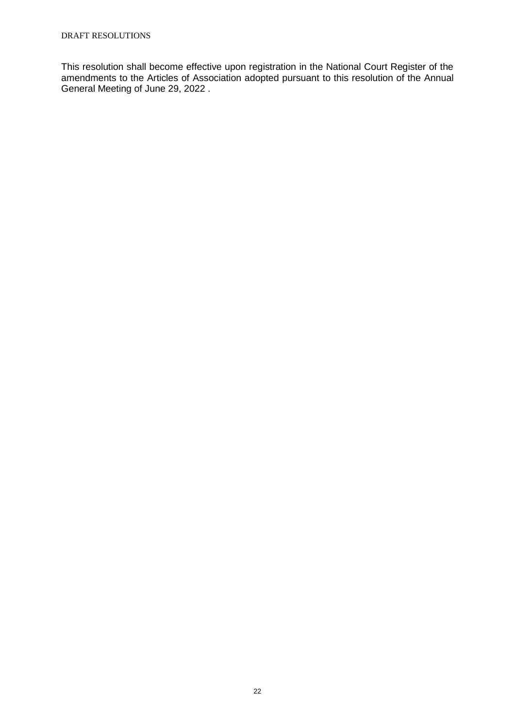This resolution shall become effective upon registration in the National Court Register of the amendments to the Articles of Association adopted pursuant to this resolution of the Annual General Meeting of June 29, 2022 .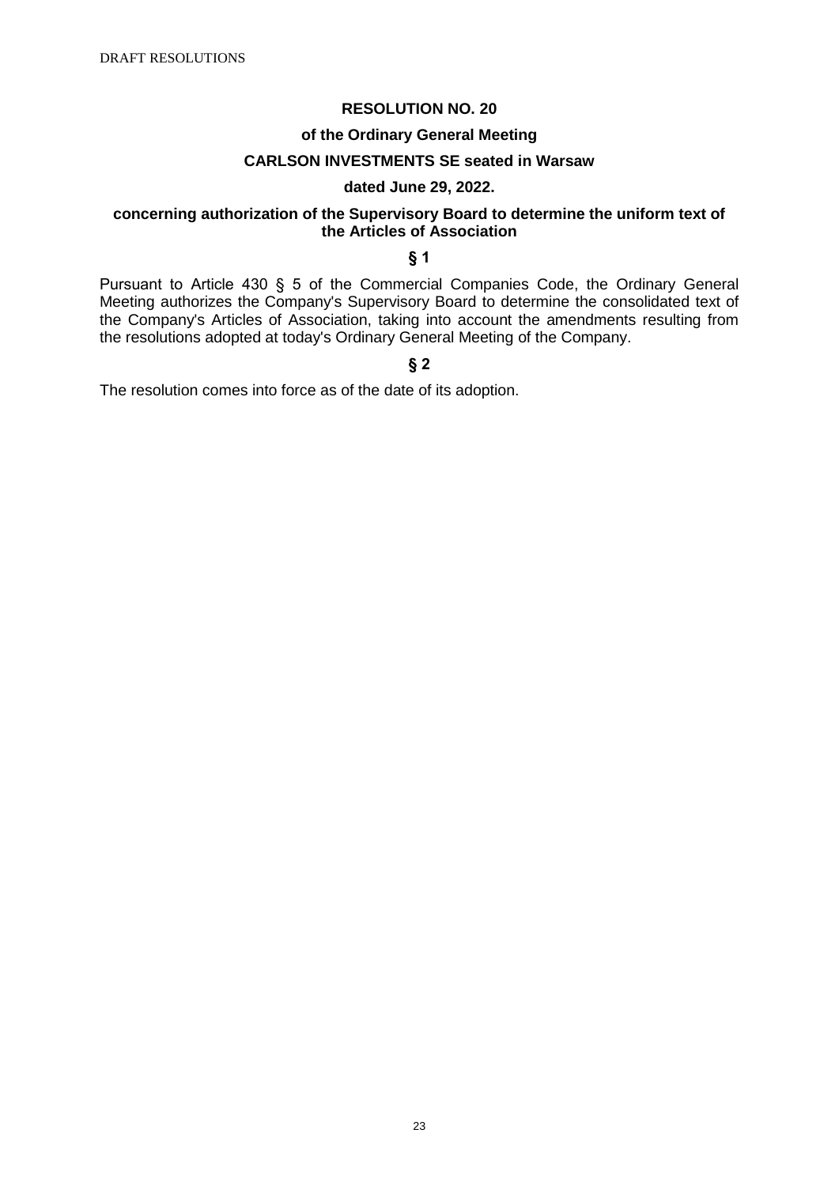**RESOLUTION NO. 20**

**of the Ordinary General Meeting**

**CARLSON INVESTMENTS SE seated in Warsaw**

**dated June 29, 2022.**

**concerning authorization of the Supervisory Board to determine the uniform text of the Articles of Association**

**§ 1**

Pursuant to Article 430 § 5 of the Commercial Companies Code, the Ordinary General Meeting authorizes the Company's Supervisory Board to determine the consolidated text of the Company's Articles of Association, taking into account the amendments resulting from the resolutions adopted at today's Ordinary General Meeting of the Company.

**§ 2**

The resolution comes into force as of the date of its adoption.